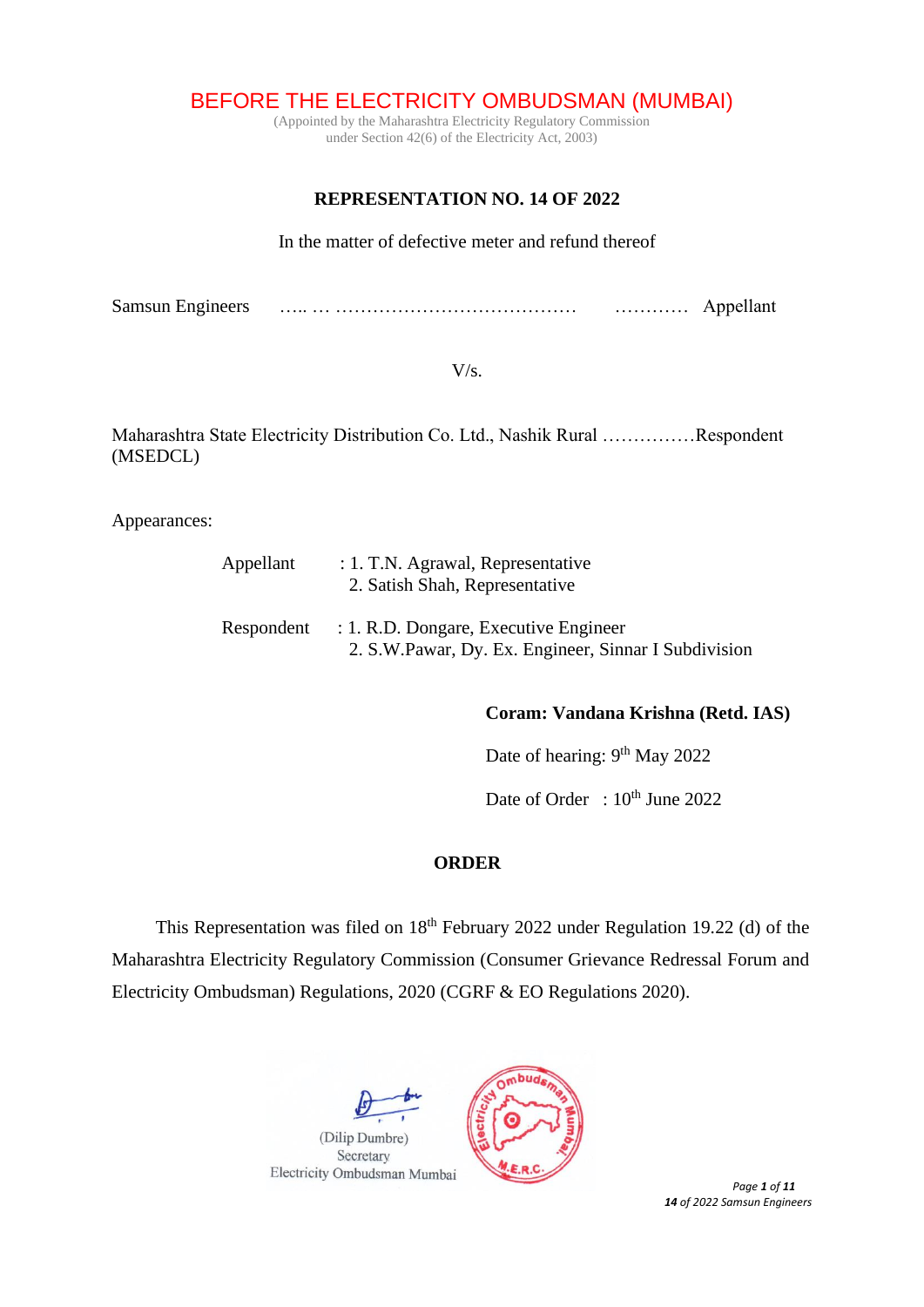# BEFORE THE ELECTRICITY OMBUDSMAN (MUMBAI)

(Appointed by the Maharashtra Electricity Regulatory Commission under Section 42(6) of the Electricity Act, 2003)

**REPRESENTATION NO. 14 OF 2022**

In the matter of defective meter and refund thereof

Samsun Engineers ….. … ………………………………… ………… Appellant

V/s.

Maharashtra State Electricity Distribution Co. Ltd., Nashik Rural ……………Respondent (MSEDCL)

Appearances:

Appellant : 1. T.N. Agrawal, Representative
2. Satish Shah, Representative

Respondent : 1. R.D. Dongare, Executive Engineer
2. S.W.Pawar, Dy. Ex. Engineer, Sinnar I Subdivision

**Coram: Vandana Krishna (Retd. IAS)**

Date of hearing: 9th May 2022

Date of Order : 10th June 2022

**ORDER**

This Representation was filed on 18th February 2022 under Regulation 19.22 (d) of the Maharashtra Electricity Regulatory Commission (Consumer Grievance Redressal Forum and Electricity Ombudsman) Regulations, 2020 (CGRF & EO Regulations 2020).

(Dilip Dumbre)
Secretary
Electricity Ombudsman Mumbai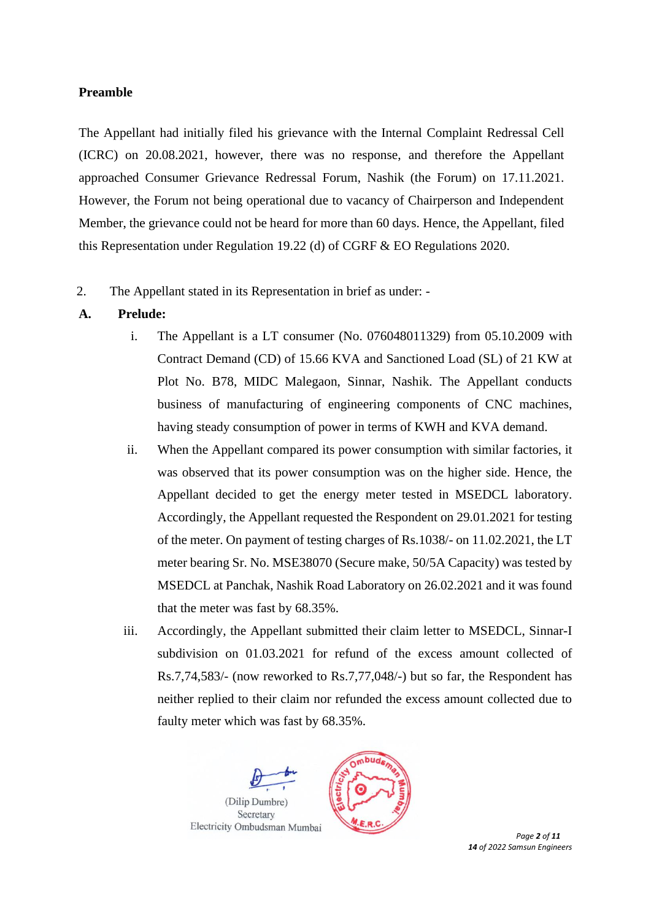**Preamble**

The Appellant had initially filed his grievance with the Internal Complaint Redressal Cell (ICRC) on 20.08.2021, however, there was no response, and therefore the Appellant approached Consumer Grievance Redressal Forum, Nashik (the Forum) on 17.11.2021. However, the Forum not being operational due to vacancy of Chairperson and Independent Member, the grievance could not be heard for more than 60 days. Hence, the Appellant, filed this Representation under Regulation 19.22 (d) of CGRF & EO Regulations 2020.

2. The Appellant stated in its Representation in brief as under: -

**A. Prelude:**

i. The Appellant is a LT consumer (No. 076048011329) from 05.10.2009 with Contract Demand (CD) of 15.66 KVA and Sanctioned Load (SL) of 21 KW at Plot No. B78, MIDC Malegaon, Sinnar, Nashik. The Appellant conducts business of manufacturing of engineering components of CNC machines, having steady consumption of power in terms of KWH and KVA demand.

ii. When the Appellant compared its power consumption with similar factories, it was observed that its power consumption was on the higher side. Hence, the Appellant decided to get the energy meter tested in MSEDCL laboratory. Accordingly, the Appellant requested the Respondent on 29.01.2021 for testing of the meter. On payment of testing charges of Rs.1038/- on 11.02.2021, the LT meter bearing Sr. No. MSE38070 (Secure make, 50/5A Capacity) was tested by MSEDCL at Panchak, Nashik Road Laboratory on 26.02.2021 and it was found that the meter was fast by 68.35%.

iii. Accordingly, the Appellant submitted their claim letter to MSEDCL, Sinnar-I subdivision on 01.03.2021 for refund of the excess amount collected of Rs.7,74,583/- (now reworked to Rs.7,77,048/-) but so far, the Respondent has neither replied to their claim nor refunded the excess amount collected due to faulty meter which was fast by 68.35%.

(Dilip Dumbre)
Secretary
Electricity Ombudsman Mumbai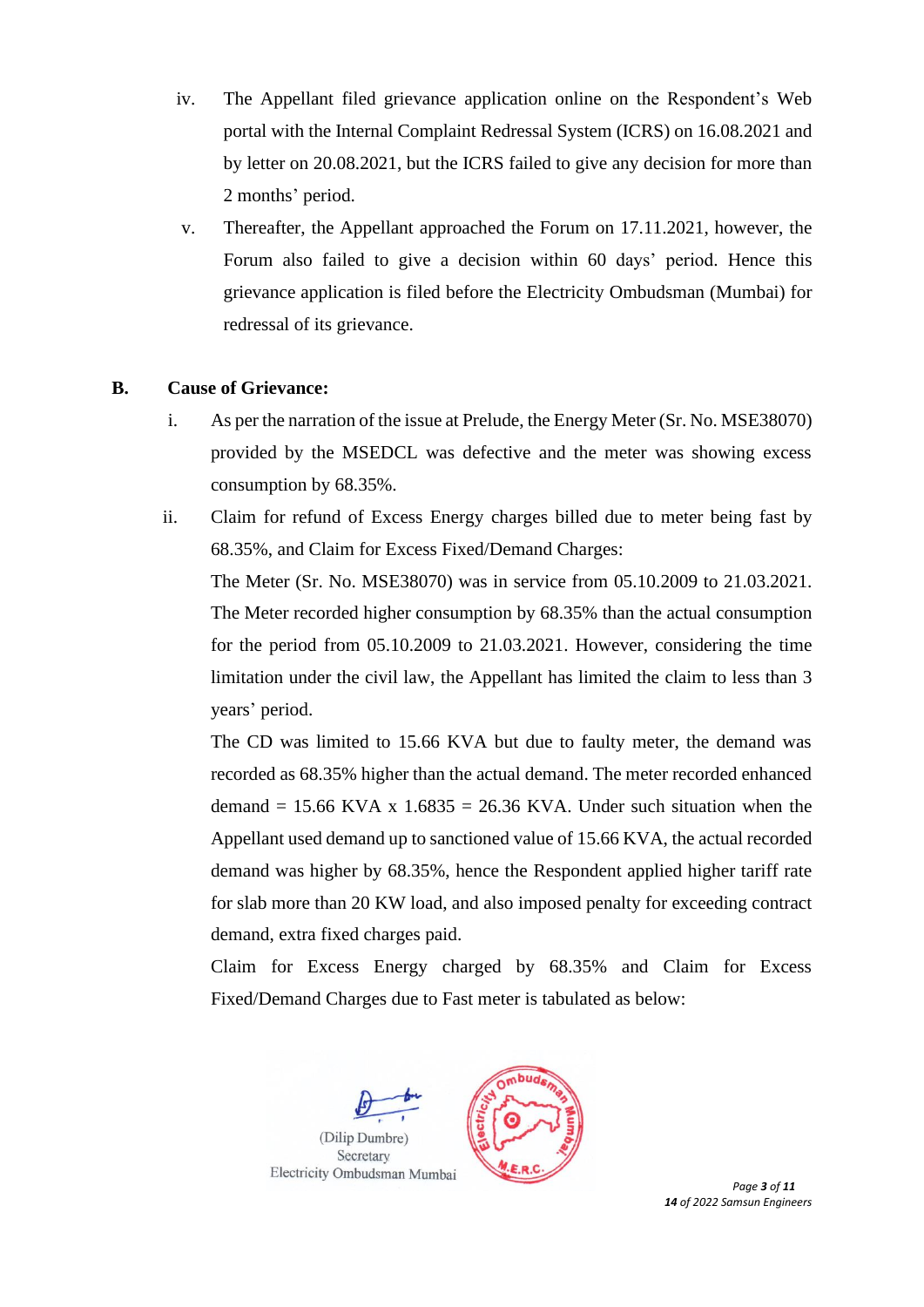iv. The Appellant filed grievance application online on the Respondent's Web portal with the Internal Complaint Redressal System (ICRS) on 16.08.2021 and by letter on 20.08.2021, but the ICRS failed to give any decision for more than 2 months' period.

v. Thereafter, the Appellant approached the Forum on 17.11.2021, however, the Forum also failed to give a decision within 60 days' period. Hence this grievance application is filed before the Electricity Ombudsman (Mumbai) for redressal of its grievance.

**B. Cause of Grievance:**

i. As per the narration of the issue at Prelude, the Energy Meter (Sr. No. MSE38070) provided by the MSEDCL was defective and the meter was showing excess consumption by 68.35%.

ii. Claim for refund of Excess Energy charges billed due to meter being fast by 68.35%, and Claim for Excess Fixed/Demand Charges:

The Meter (Sr. No. MSE38070) was in service from 05.10.2009 to 21.03.2021. The Meter recorded higher consumption by 68.35% than the actual consumption for the period from 05.10.2009 to 21.03.2021. However, considering the time limitation under the civil law, the Appellant has limited the claim to less than 3 years' period.

The CD was limited to 15.66 KVA but due to faulty meter, the demand was recorded as 68.35% higher than the actual demand. The meter recorded enhanced demand = 15.66 KVA x 1.6835 = 26.36 KVA. Under such situation when the Appellant used demand up to sanctioned value of 15.66 KVA, the actual recorded demand was higher by 68.35%, hence the Respondent applied higher tariff rate for slab more than 20 KW load, and also imposed penalty for exceeding contract demand, extra fixed charges paid.

Claim for Excess Energy charged by 68.35% and Claim for Excess Fixed/Demand Charges due to Fast meter is tabulated as below:

(Dilip Dumbre)
Secretary
Electricity Ombudsman Mumbai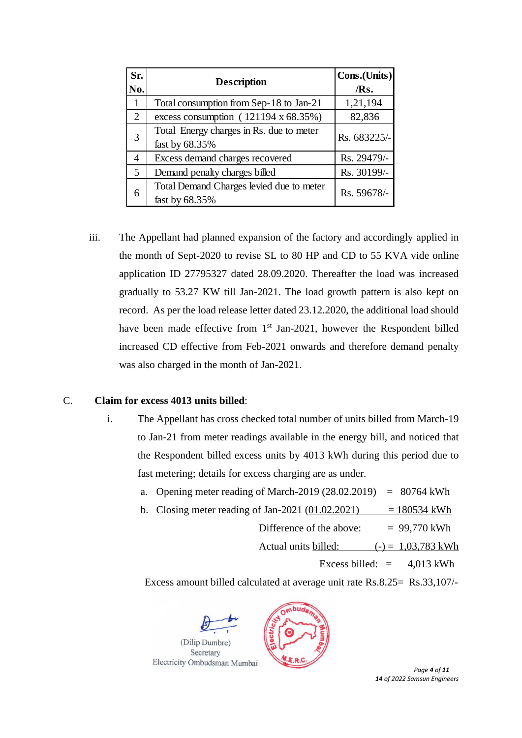| Sr. No. | Description | Cons.(Units) /Rs. |
|---|---|---|
| 1 | Total consumption from Sep-18 to Jan-21 | 1,21,194 |
| 2 | excess consumption ( 121194 x 68.35%) | 82,836 |
| 3 | Total Energy charges in Rs. due to meter fast by 68.35% | Rs. 683225/- |
| 4 | Excess demand charges recovered | Rs. 29479/- |
| 5 | Demand penalty charges billed | Rs. 30199/- |
| 6 | Total Demand Charges levied due to meter fast by 68.35% | Rs. 59678/- |

iii. The Appellant had planned expansion of the factory and accordingly applied in the month of Sept-2020 to revise SL to 80 HP and CD to 55 KVA vide online application ID 27795327 dated 28.09.2020. Thereafter the load was increased gradually to 53.27 KW till Jan-2021. The load growth pattern is also kept on record. As per the load release letter dated 23.12.2020, the additional load should have been made effective from 1st Jan-2021, however the Respondent billed increased CD effective from Feb-2021 onwards and therefore demand penalty was also charged in the month of Jan-2021.

C. **Claim for excess 4013 units billed**:

i. The Appellant has cross checked total number of units billed from March-19 to Jan-21 from meter readings available in the energy bill, and noticed that the Respondent billed excess units by 4013 kWh during this period due to fast metering; details for excess charging are as under.

a. Opening meter reading of March-2019 (28.02.2019) = 80764 kWh

b. Closing meter reading of Jan-2021 (01.02.2021) = 180534 kWh

Difference of the above: = 99,770 kWh

Actual units billed: (-) = 1,03,783 kWh

Excess billed: = 4,013 kWh

Excess amount billed calculated at average unit rate Rs.8.25= Rs.33,107/-

(Dilip Dumbre)
Secretary
Electricity Ombudsman Mumbai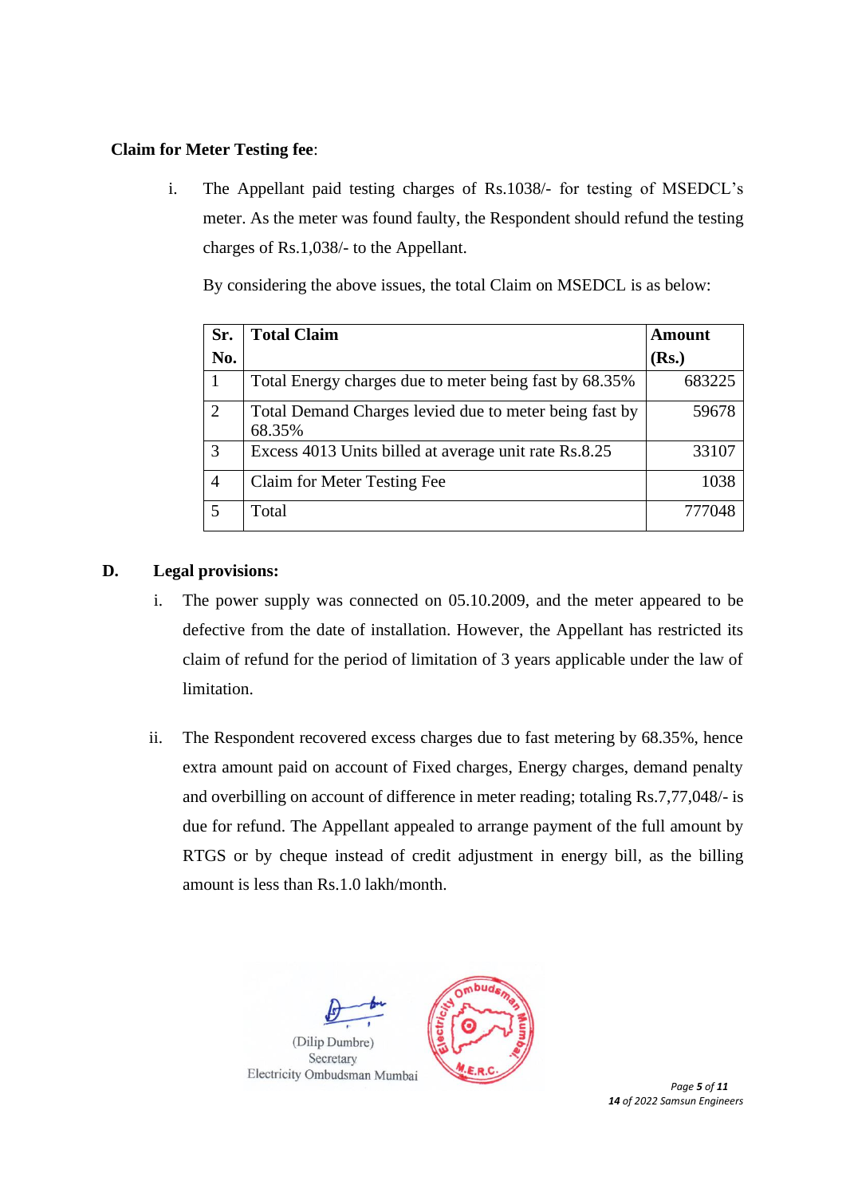**Claim for Meter Testing fee**:

i. The Appellant paid testing charges of Rs.1038/- for testing of MSEDCL's meter. As the meter was found faulty, the Respondent should refund the testing charges of Rs.1,038/- to the Appellant.

By considering the above issues, the total Claim on MSEDCL is as below:

| Sr. No. | Total Claim | Amount (Rs.) |
|---|---|---|
| 1 | Total Energy charges due to meter being fast by 68.35% | 683225 |
| 2 | Total Demand Charges levied due to meter being fast by 68.35% | 59678 |
| 3 | Excess 4013 Units billed at average unit rate Rs.8.25 | 33107 |
| 4 | Claim for Meter Testing Fee | 1038 |
| 5 | Total | 777048 |

## D. Legal provisions:

i. The power supply was connected on 05.10.2009, and the meter appeared to be defective from the date of installation. However, the Appellant has restricted its claim of refund for the period of limitation of 3 years applicable under the law of limitation.

ii. The Respondent recovered excess charges due to fast metering by 68.35%, hence extra amount paid on account of Fixed charges, Energy charges, demand penalty and overbilling on account of difference in meter reading; totaling Rs.7,77,048/- is due for refund. The Appellant appealed to arrange payment of the full amount by RTGS or by cheque instead of credit adjustment in energy bill, as the billing amount is less than Rs.1.0 lakh/month.

(Dilip Dumbre)
Secretary
Electricity Ombudsman Mumbai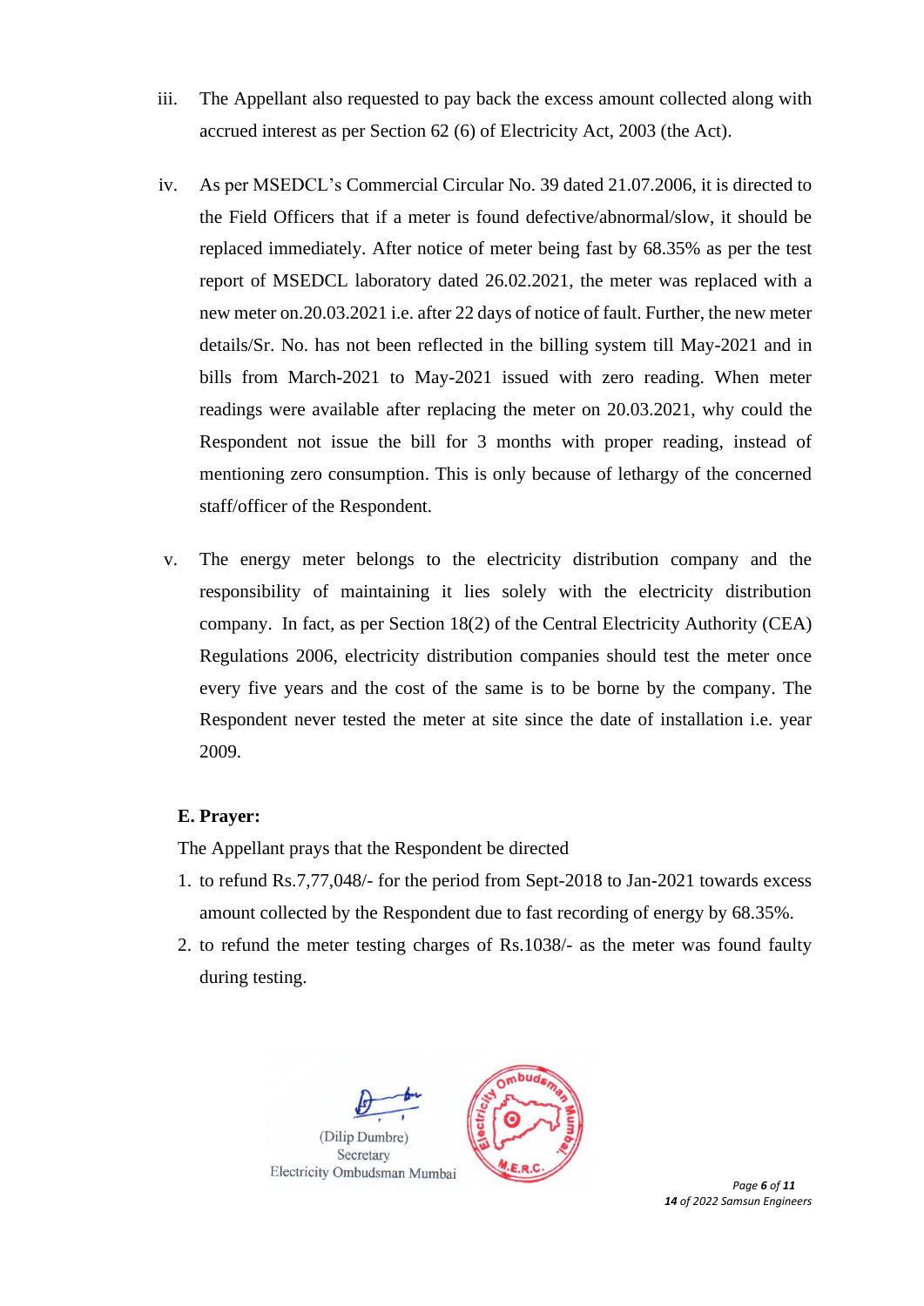iii. The Appellant also requested to pay back the excess amount collected along with accrued interest as per Section 62 (6) of Electricity Act, 2003 (the Act).

iv. As per MSEDCL's Commercial Circular No. 39 dated 21.07.2006, it is directed to the Field Officers that if a meter is found defective/abnormal/slow, it should be replaced immediately. After notice of meter being fast by 68.35% as per the test report of MSEDCL laboratory dated 26.02.2021, the meter was replaced with a new meter on.20.03.2021 i.e. after 22 days of notice of fault. Further, the new meter details/Sr. No. has not been reflected in the billing system till May-2021 and in bills from March-2021 to May-2021 issued with zero reading. When meter readings were available after replacing the meter on 20.03.2021, why could the Respondent not issue the bill for 3 months with proper reading, instead of mentioning zero consumption. This is only because of lethargy of the concerned staff/officer of the Respondent.

v. The energy meter belongs to the electricity distribution company and the responsibility of maintaining it lies solely with the electricity distribution company. In fact, as per Section 18(2) of the Central Electricity Authority (CEA) Regulations 2006, electricity distribution companies should test the meter once every five years and the cost of the same is to be borne by the company. The Respondent never tested the meter at site since the date of installation i.e. year 2009.

**E. Prayer:**

The Appellant prays that the Respondent be directed

1. to refund Rs.7,77,048/- for the period from Sept-2018 to Jan-2021 towards excess amount collected by the Respondent due to fast recording of energy by 68.35%.
2. to refund the meter testing charges of Rs.1038/- as the meter was found faulty during testing.

(Dilip Dumbre)
Secretary
Electricity Ombudsman Mumbai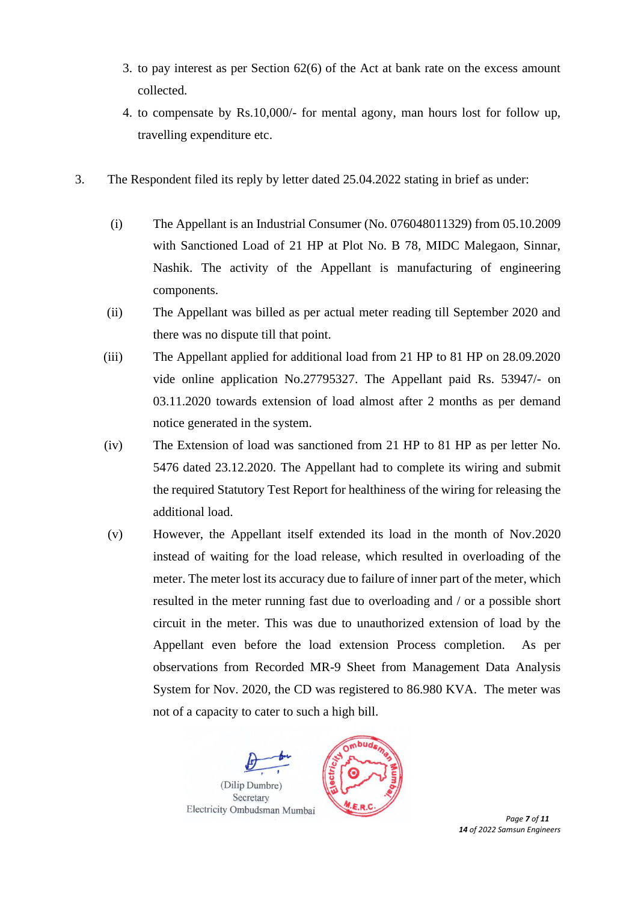3. to pay interest as per Section 62(6) of the Act at bank rate on the excess amount collected.
4. to compensate by Rs.10,000/- for mental agony, man hours lost for follow up, travelling expenditure etc.

3. The Respondent filed its reply by letter dated 25.04.2022 stating in brief as under:

(i) The Appellant is an Industrial Consumer (No. 076048011329) from 05.10.2009 with Sanctioned Load of 21 HP at Plot No. B 78, MIDC Malegaon, Sinnar, Nashik. The activity of the Appellant is manufacturing of engineering components.

(ii) The Appellant was billed as per actual meter reading till September 2020 and there was no dispute till that point.

(iii) The Appellant applied for additional load from 21 HP to 81 HP on 28.09.2020 vide online application No.27795327. The Appellant paid Rs. 53947/- on 03.11.2020 towards extension of load almost after 2 months as per demand notice generated in the system.

(iv) The Extension of load was sanctioned from 21 HP to 81 HP as per letter No. 5476 dated 23.12.2020. The Appellant had to complete its wiring and submit the required Statutory Test Report for healthiness of the wiring for releasing the additional load.

(v) However, the Appellant itself extended its load in the month of Nov.2020 instead of waiting for the load release, which resulted in overloading of the meter. The meter lost its accuracy due to failure of inner part of the meter, which resulted in the meter running fast due to overloading and / or a possible short circuit in the meter. This was due to unauthorized extension of load by the Appellant even before the load extension Process completion. As per observations from Recorded MR-9 Sheet from Management Data Analysis System for Nov. 2020, the CD was registered to 86.980 KVA. The meter was not of a capacity to cater to such a high bill.

(Dilip Dumbre)
Secretary
Electricity Ombudsman Mumbai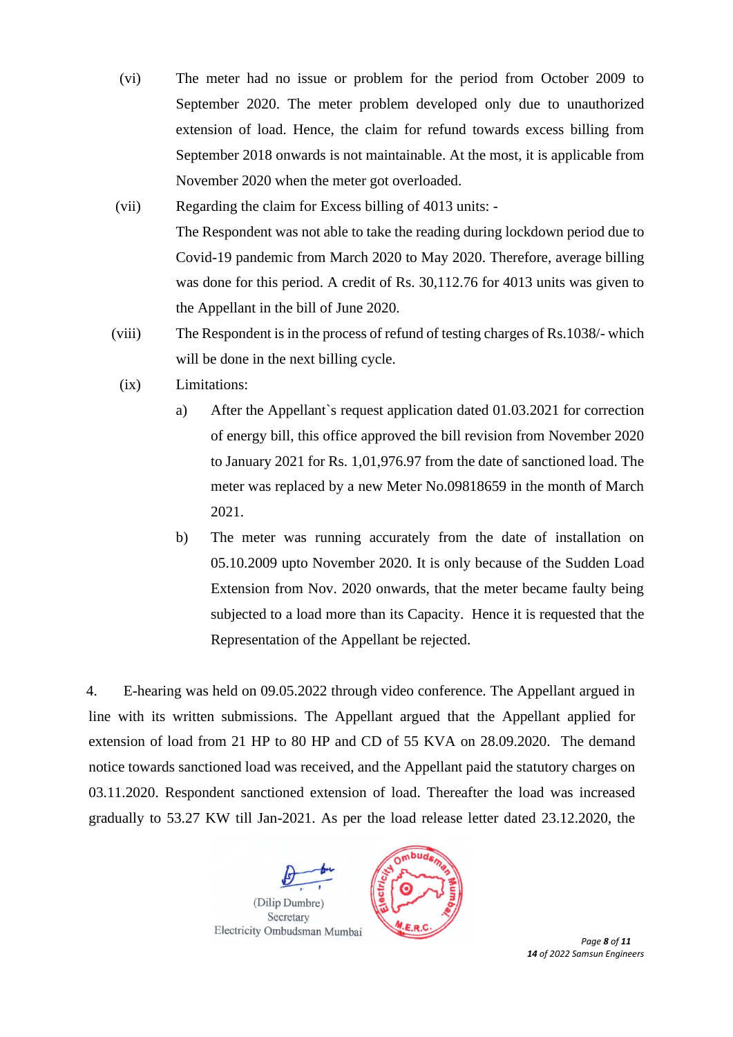(vi) The meter had no issue or problem for the period from October 2009 to September 2020. The meter problem developed only due to unauthorized extension of load. Hence, the claim for refund towards excess billing from September 2018 onwards is not maintainable. At the most, it is applicable from November 2020 when the meter got overloaded.

(vii) Regarding the claim for Excess billing of 4013 units: -
The Respondent was not able to take the reading during lockdown period due to Covid-19 pandemic from March 2020 to May 2020. Therefore, average billing was done for this period. A credit of Rs. 30,112.76 for 4013 units was given to the Appellant in the bill of June 2020.

(viii) The Respondent is in the process of refund of testing charges of Rs.1038/- which will be done in the next billing cycle.

(ix) Limitations:

a) After the Appellant`s request application dated 01.03.2021 for correction of energy bill, this office approved the bill revision from November 2020 to January 2021 for Rs. 1,01,976.97 from the date of sanctioned load. The meter was replaced by a new Meter No.09818659 in the month of March 2021.

b) The meter was running accurately from the date of installation on 05.10.2009 upto November 2020. It is only because of the Sudden Load Extension from Nov. 2020 onwards, that the meter became faulty being subjected to a load more than its Capacity. Hence it is requested that the Representation of the Appellant be rejected.

4. E-hearing was held on 09.05.2022 through video conference. The Appellant argued in line with its written submissions. The Appellant argued that the Appellant applied for extension of load from 21 HP to 80 HP and CD of 55 KVA on 28.09.2020. The demand notice towards sanctioned load was received, and the Appellant paid the statutory charges on 03.11.2020. Respondent sanctioned extension of load. Thereafter the load was increased gradually to 53.27 KW till Jan-2021. As per the load release letter dated 23.12.2020, the

(Dilip Dumbre)
Secretary
Electricity Ombudsman Mumbai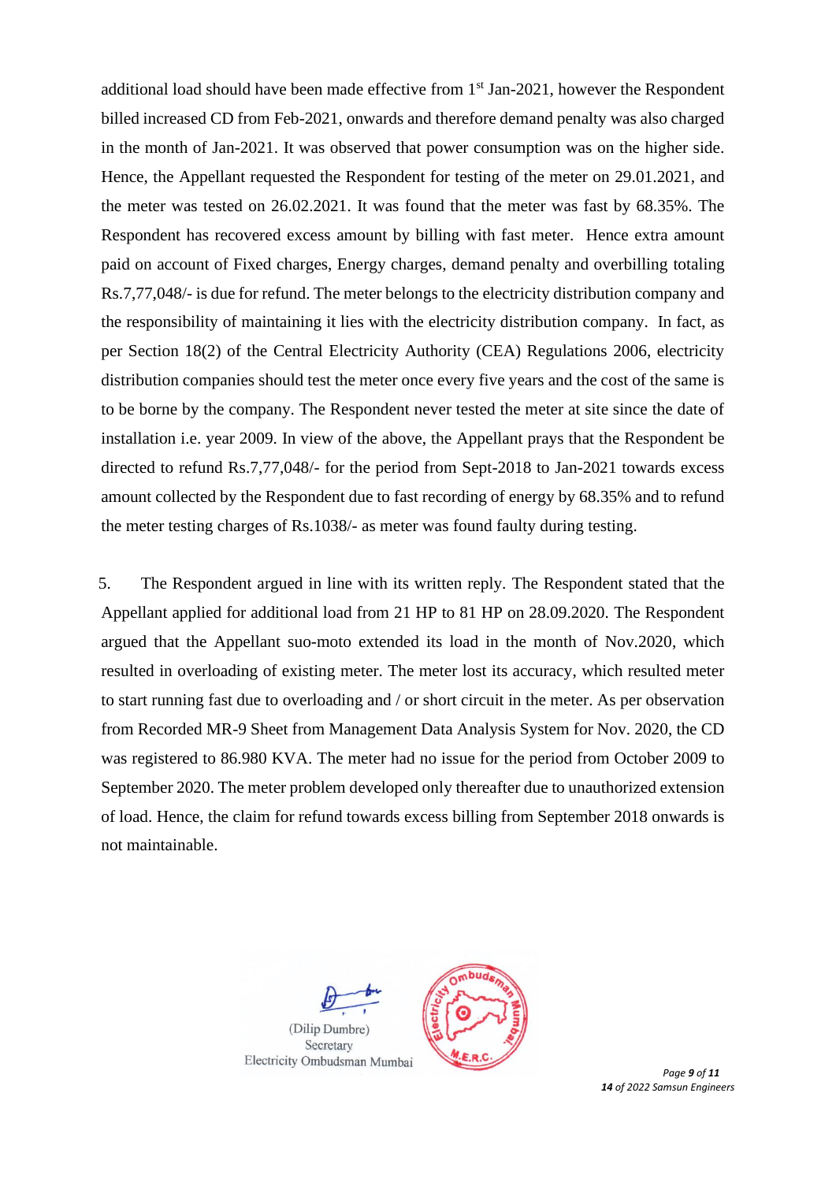additional load should have been made effective from 1st Jan-2021, however the Respondent billed increased CD from Feb-2021, onwards and therefore demand penalty was also charged in the month of Jan-2021. It was observed that power consumption was on the higher side. Hence, the Appellant requested the Respondent for testing of the meter on 29.01.2021, and the meter was tested on 26.02.2021. It was found that the meter was fast by 68.35%. The Respondent has recovered excess amount by billing with fast meter. Hence extra amount paid on account of Fixed charges, Energy charges, demand penalty and overbilling totaling Rs.7,77,048/- is due for refund. The meter belongs to the electricity distribution company and the responsibility of maintaining it lies with the electricity distribution company. In fact, as per Section 18(2) of the Central Electricity Authority (CEA) Regulations 2006, electricity distribution companies should test the meter once every five years and the cost of the same is to be borne by the company. The Respondent never tested the meter at site since the date of installation i.e. year 2009. In view of the above, the Appellant prays that the Respondent be directed to refund Rs.7,77,048/- for the period from Sept-2018 to Jan-2021 towards excess amount collected by the Respondent due to fast recording of energy by 68.35% and to refund the meter testing charges of Rs.1038/- as meter was found faulty during testing.

5. The Respondent argued in line with its written reply. The Respondent stated that the Appellant applied for additional load from 21 HP to 81 HP on 28.09.2020. The Respondent argued that the Appellant suo-moto extended its load in the month of Nov.2020, which resulted in overloading of existing meter. The meter lost its accuracy, which resulted meter to start running fast due to overloading and / or short circuit in the meter. As per observation from Recorded MR-9 Sheet from Management Data Analysis System for Nov. 2020, the CD was registered to 86.980 KVA. The meter had no issue for the period from October 2009 to September 2020. The meter problem developed only thereafter due to unauthorized extension of load. Hence, the claim for refund towards excess billing from September 2018 onwards is not maintainable.

(Dilip Dumbre)
Secretary
Electricity Ombudsman Mumbai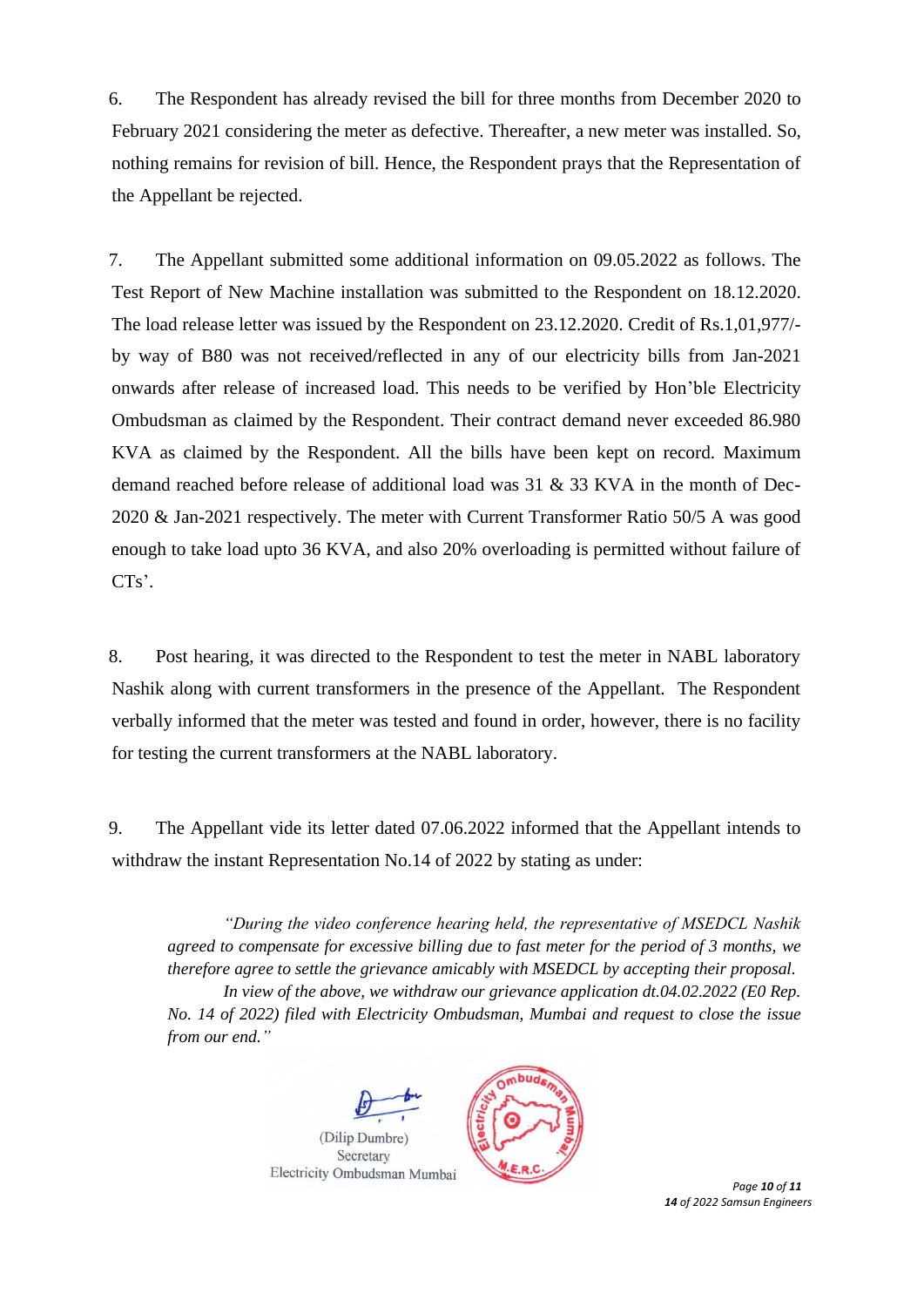6. The Respondent has already revised the bill for three months from December 2020 to February 2021 considering the meter as defective. Thereafter, a new meter was installed. So, nothing remains for revision of bill. Hence, the Respondent prays that the Representation of the Appellant be rejected.

7. The Appellant submitted some additional information on 09.05.2022 as follows. The Test Report of New Machine installation was submitted to the Respondent on 18.12.2020. The load release letter was issued by the Respondent on 23.12.2020. Credit of Rs.1,01,977/- by way of B80 was not received/reflected in any of our electricity bills from Jan-2021 onwards after release of increased load. This needs to be verified by Hon'ble Electricity Ombudsman as claimed by the Respondent. Their contract demand never exceeded 86.980 KVA as claimed by the Respondent. All the bills have been kept on record. Maximum demand reached before release of additional load was 31 & 33 KVA in the month of Dec-2020 & Jan-2021 respectively. The meter with Current Transformer Ratio 50/5 A was good enough to take load upto 36 KVA, and also 20% overloading is permitted without failure of CTs'.

8. Post hearing, it was directed to the Respondent to test the meter in NABL laboratory Nashik along with current transformers in the presence of the Appellant. The Respondent verbally informed that the meter was tested and found in order, however, there is no facility for testing the current transformers at the NABL laboratory.

9. The Appellant vide its letter dated 07.06.2022 informed that the Appellant intends to withdraw the instant Representation No.14 of 2022 by stating as under:

> *"During the video conference hearing held, the representative of MSEDCL Nashik agreed to compensate for excessive billing due to fast meter for the period of 3 months, we therefore agree to settle the grievance amicably with MSEDCL by accepting their proposal.*
>
> *In view of the above, we withdraw our grievance application dt.04.02.2022 (E0 Rep. No. 14 of 2022) filed with Electricity Ombudsman, Mumbai and request to close the issue from our end."*

(Dilip Dumbre)
Secretary
Electricity Ombudsman Mumbai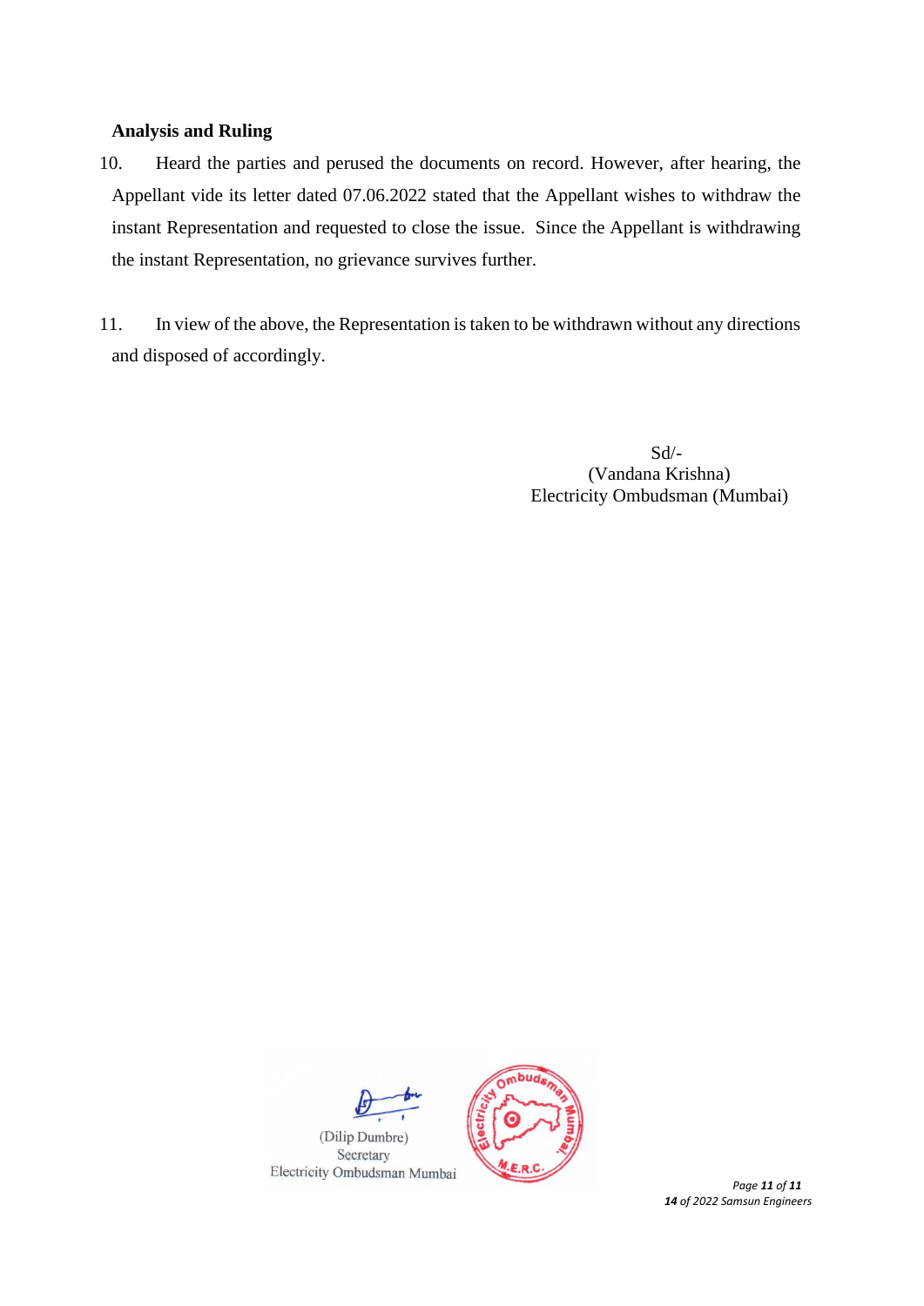**Analysis and Ruling**

10. Heard the parties and perused the documents on record. However, after hearing, the Appellant vide its letter dated 07.06.2022 stated that the Appellant wishes to withdraw the instant Representation and requested to close the issue. Since the Appellant is withdrawing the instant Representation, no grievance survives further.

11. In view of the above, the Representation is taken to be withdrawn without any directions and disposed of accordingly.

Sd/-
(Vandana Krishna)
Electricity Ombudsman (Mumbai)

(Dilip Dumbre)
Secretary
Electricity Ombudsman Mumbai